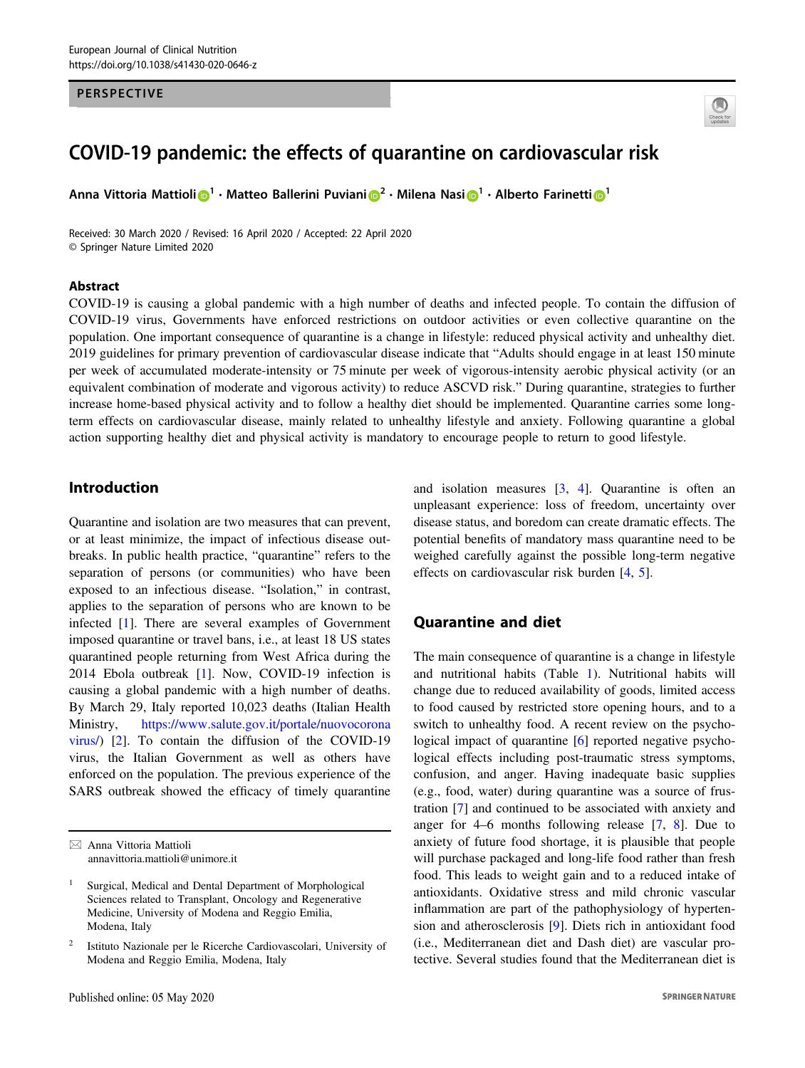European Journal of Clinical Nutrition
https://doi.org/10.1038/s41430-020-0646-z

PERSPECTIVE

# COVID-19 pandemic: the effects of quarantine on cardiovascular risk

**Anna Vittoria Mattioli**[1] · **Matteo Ballerini Puviani**[2] · **Milena Nasi**[1] · **Alberto Farinetti**[1]

Received: 30 March 2020 / Revised: 16 April 2020 / Accepted: 22 April 2020
© Springer Nature Limited 2020

## Abstract

COVID-19 is causing a global pandemic with a high number of deaths and infected people. To contain the diffusion of COVID-19 virus, Governments have enforced restrictions on outdoor activities or even collective quarantine on the population. One important consequence of quarantine is a change in lifestyle: reduced physical activity and unhealthy diet. 2019 guidelines for primary prevention of cardiovascular disease indicate that "Adults should engage in at least 150 minute per week of accumulated moderate-intensity or 75 minute per week of vigorous-intensity aerobic physical activity (or an equivalent combination of moderate and vigorous activity) to reduce ASCVD risk." During quarantine, strategies to further increase home-based physical activity and to follow a healthy diet should be implemented. Quarantine carries some long-term effects on cardiovascular disease, mainly related to unhealthy lifestyle and anxiety. Following quarantine a global action supporting healthy diet and physical activity is mandatory to encourage people to return to good lifestyle.

## Introduction

Quarantine and isolation are two measures that can prevent, or at least minimize, the impact of infectious disease outbreaks. In public health practice, "quarantine" refers to the separation of persons (or communities) who have been exposed to an infectious disease. "Isolation," in contrast, applies to the separation of persons who are known to be infected [1]. There are several examples of Government imposed quarantine or travel bans, i.e., at least 18 US states quarantined people returning from West Africa during the 2014 Ebola outbreak [1]. Now, COVID-19 infection is causing a global pandemic with a high number of deaths. By March 29, Italy reported 10,023 deaths (Italian Health Ministry, https://www.salute.gov.it/portale/nuovocoronavirus/) [2]. To contain the diffusion of the COVID-19 virus, the Italian Government as well as others have enforced on the population. The previous experience of the SARS outbreak showed the efficacy of timely quarantine and isolation measures [3, 4]. Quarantine is often an unpleasant experience: loss of freedom, uncertainty over disease status, and boredom can create dramatic effects. The potential benefits of mandatory mass quarantine need to be weighed carefully against the possible long-term negative effects on cardiovascular risk burden [4, 5].

## Quarantine and diet

The main consequence of quarantine is a change in lifestyle and nutritional habits (Table 1). Nutritional habits will change due to reduced availability of goods, limited access to food caused by restricted store opening hours, and to a switch to unhealthy food. A recent review on the psychological impact of quarantine [6] reported negative psychological effects including post-traumatic stress symptoms, confusion, and anger. Having inadequate basic supplies (e.g., food, water) during quarantine was a source of frustration [7] and continued to be associated with anxiety and anger for 4–6 months following release [7, 8]. Due to anxiety of future food shortage, it is plausible that people will purchase packaged and long-life food rather than fresh food. This leads to weight gain and to a reduced intake of antioxidants. Oxidative stress and mild chronic vascular inflammation are part of the pathophysiology of hypertension and atherosclerosis [9]. Diets rich in antioxidant food (i.e., Mediterranean diet and Dash diet) are vascular protective. Several studies found that the Mediterranean diet is

---

✉ Anna Vittoria Mattioli
annavittoria.mattioli@unimore.it

[1] Surgical, Medical and Dental Department of Morphological Sciences related to Transplant, Oncology and Regenerative Medicine, University of Modena and Reggio Emilia, Modena, Italy

[2] Istituto Nazionale per le Ricerche Cardiovascolari, University of Modena and Reggio Emilia, Modena, Italy

Published online: 05 May 2020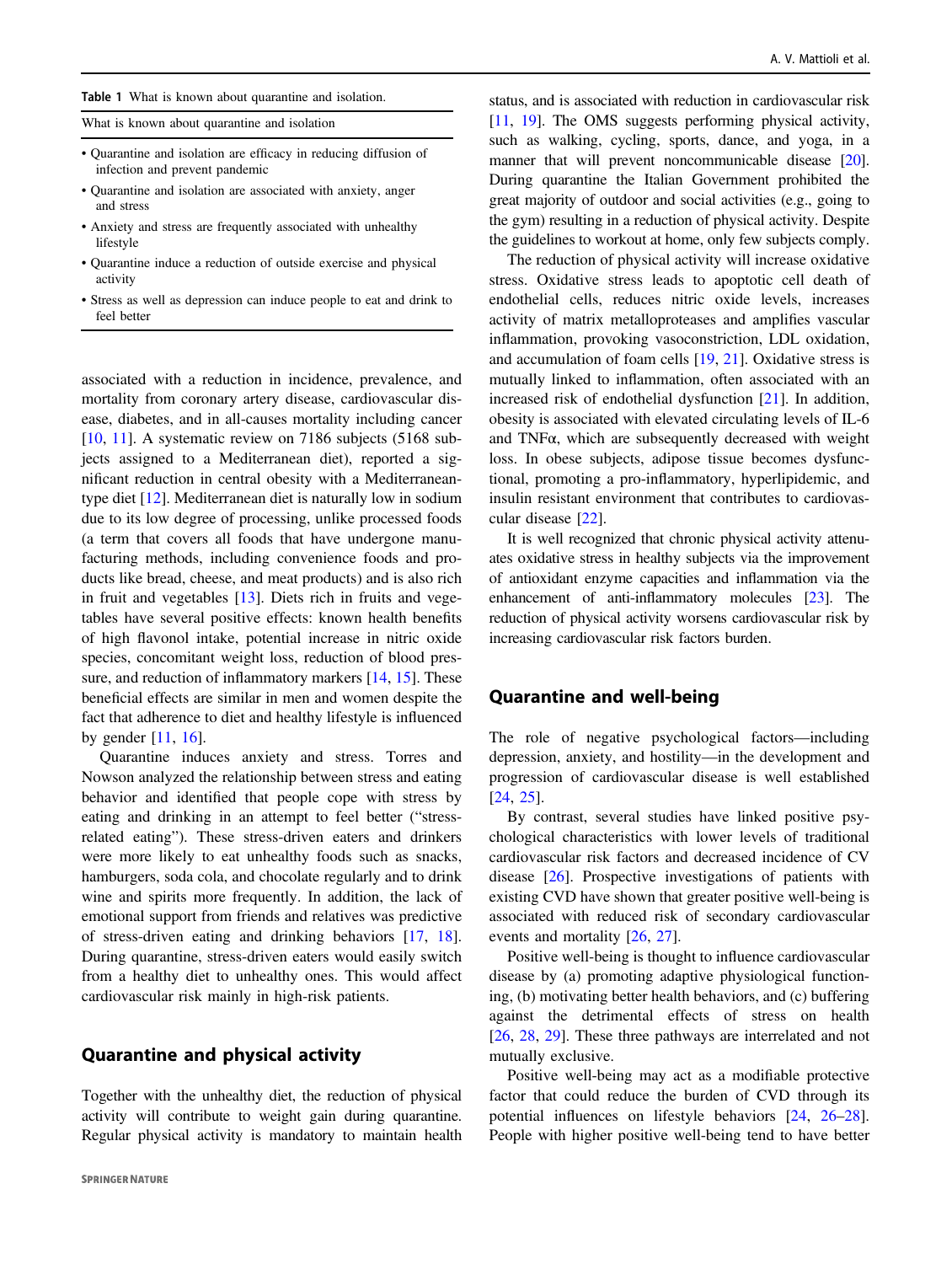Table 1 What is known about quarantine and isolation.

| What is known about quarantine and isolation |
| --- |
| • Quarantine and isolation are efficacy in reducing diffusion of infection and prevent pandemic |
| • Quarantine and isolation are associated with anxiety, anger and stress |
| • Anxiety and stress are frequently associated with unhealthy lifestyle |
| • Quarantine induce a reduction of outside exercise and physical activity |
| • Stress as well as depression can induce people to eat and drink to feel better |

associated with a reduction in incidence, prevalence, and mortality from coronary artery disease, cardiovascular disease, diabetes, and in all-causes mortality including cancer [10, 11]. A systematic review on 7186 subjects (5168 subjects assigned to a Mediterranean diet), reported a significant reduction in central obesity with a Mediterranean-type diet [12]. Mediterranean diet is naturally low in sodium due to its low degree of processing, unlike processed foods (a term that covers all foods that have undergone manufacturing methods, including convenience foods and products like bread, cheese, and meat products) and is also rich in fruit and vegetables [13]. Diets rich in fruits and vegetables have several positive effects: known health benefits of high flavonol intake, potential increase in nitric oxide species, concomitant weight loss, reduction of blood pressure, and reduction of inflammatory markers [14, 15]. These beneficial effects are similar in men and women despite the fact that adherence to diet and healthy lifestyle is influenced by gender [11, 16].

Quarantine induces anxiety and stress. Torres and Nowson analyzed the relationship between stress and eating behavior and identified that people cope with stress by eating and drinking in an attempt to feel better ("stress-related eating"). These stress-driven eaters and drinkers were more likely to eat unhealthy foods such as snacks, hamburgers, soda cola, and chocolate regularly and to drink wine and spirits more frequently. In addition, the lack of emotional support from friends and relatives was predictive of stress-driven eating and drinking behaviors [17, 18]. During quarantine, stress-driven eaters would easily switch from a healthy diet to unhealthy ones. This would affect cardiovascular risk mainly in high-risk patients.

## Quarantine and physical activity

Together with the unhealthy diet, the reduction of physical activity will contribute to weight gain during quarantine. Regular physical activity is mandatory to maintain health status, and is associated with reduction in cardiovascular risk [11, 19]. The OMS suggests performing physical activity, such as walking, cycling, sports, dance, and yoga, in a manner that will prevent noncommunicable disease [20]. During quarantine the Italian Government prohibited the great majority of outdoor and social activities (e.g., going to the gym) resulting in a reduction of physical activity. Despite the guidelines to workout at home, only few subjects comply.

The reduction of physical activity will increase oxidative stress. Oxidative stress leads to apoptotic cell death of endothelial cells, reduces nitric oxide levels, increases activity of matrix metalloproteases and amplifies vascular inflammation, provoking vasoconstriction, LDL oxidation, and accumulation of foam cells [19, 21]. Oxidative stress is mutually linked to inflammation, often associated with an increased risk of endothelial dysfunction [21]. In addition, obesity is associated with elevated circulating levels of IL-6 and TNFα, which are subsequently decreased with weight loss. In obese subjects, adipose tissue becomes dysfunctional, promoting a pro-inflammatory, hyperlipidemic, and insulin resistant environment that contributes to cardiovascular disease [22].

It is well recognized that chronic physical activity attenuates oxidative stress in healthy subjects via the improvement of antioxidant enzyme capacities and inflammation via the enhancement of anti-inflammatory molecules [23]. The reduction of physical activity worsens cardiovascular risk by increasing cardiovascular risk factors burden.

## Quarantine and well-being

The role of negative psychological factors—including depression, anxiety, and hostility—in the development and progression of cardiovascular disease is well established [24, 25].

By contrast, several studies have linked positive psychological characteristics with lower levels of traditional cardiovascular risk factors and decreased incidence of CV disease [26]. Prospective investigations of patients with existing CVD have shown that greater positive well-being is associated with reduced risk of secondary cardiovascular events and mortality [26, 27].

Positive well-being is thought to influence cardiovascular disease by (a) promoting adaptive physiological functioning, (b) motivating better health behaviors, and (c) buffering against the detrimental effects of stress on health [26, 28, 29]. These three pathways are interrelated and not mutually exclusive.

Positive well-being may act as a modifiable protective factor that could reduce the burden of CVD through its potential influences on lifestyle behaviors [24, 26–28]. People with higher positive well-being tend to have better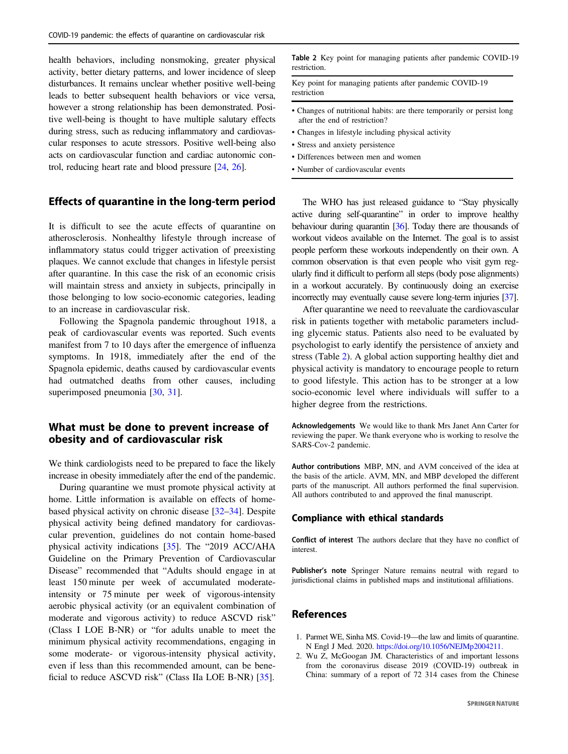health behaviors, including nonsmoking, greater physical activity, better dietary patterns, and lower incidence of sleep disturbances. It remains unclear whether positive well-being leads to better subsequent health behaviors or vice versa, however a strong relationship has been demonstrated. Positive well-being is thought to have multiple salutary effects during stress, such as reducing inflammatory and cardiovascular responses to acute stressors. Positive well-being also acts on cardiovascular function and cardiac autonomic control, reducing heart rate and blood pressure [24, 26].

## Effects of quarantine in the long-term period

It is difficult to see the acute effects of quarantine on atherosclerosis. Nonhealthy lifestyle through increase of inflammatory status could trigger activation of preexisting plaques. We cannot exclude that changes in lifestyle persist after quarantine. In this case the risk of an economic crisis will maintain stress and anxiety in subjects, principally in those belonging to low socio-economic categories, leading to an increase in cardiovascular risk.

Following the Spagnola pandemic throughout 1918, a peak of cardiovascular events was reported. Such events manifest from 7 to 10 days after the emergence of influenza symptoms. In 1918, immediately after the end of the Spagnola epidemic, deaths caused by cardiovascular events had outmatched deaths from other causes, including superimposed pneumonia [30, 31].

## What must be done to prevent increase of obesity and of cardiovascular risk

We think cardiologists need to be prepared to face the likely increase in obesity immediately after the end of the pandemic.

During quarantine we must promote physical activity at home. Little information is available on effects of home-based physical activity on chronic disease [32–34]. Despite physical activity being defined mandatory for cardiovascular prevention, guidelines do not contain home-based physical activity indications [35]. The "2019 ACC/AHA Guideline on the Primary Prevention of Cardiovascular Disease" recommended that "Adults should engage in at least 150 minute per week of accumulated moderate-intensity or 75 minute per week of vigorous-intensity aerobic physical activity (or an equivalent combination of moderate and vigorous activity) to reduce ASCVD risk" (Class I LOE B-NR) or "for adults unable to meet the minimum physical activity recommendations, engaging in some moderate- or vigorous-intensity physical activity, even if less than this recommended amount, can be beneficial to reduce ASCVD risk" (Class IIa LOE B-NR) [35].

**Table 2** Key point for managing patients after pandemic COVID-19 restriction.

| Key point for managing patients after pandemic COVID-19 restriction |
| --- |
| • Changes of nutritional habits: are there temporarily or persist long after the end of restriction? |
| • Changes in lifestyle including physical activity |
| • Stress and anxiety persistence |
| • Differences between men and women |
| • Number of cardiovascular events |

The WHO has just released guidance to "Stay physically active during self-quarantine" in order to improve healthy behaviour during quarantin [36]. Today there are thousands of workout videos available on the Internet. The goal is to assist people perform these workouts independently on their own. A common observation is that even people who visit gym regularly find it difficult to perform all steps (body pose alignments) in a workout accurately. By continuously doing an exercise incorrectly may eventually cause severe long-term injuries [37].

After quarantine we need to reevaluate the cardiovascular risk in patients together with metabolic parameters including glycemic status. Patients also need to be evaluated by psychologist to early identify the persistence of anxiety and stress (Table 2). A global action supporting healthy diet and physical activity is mandatory to encourage people to return to good lifestyle. This action has to be stronger at a low socio-economic level where individuals will suffer to a higher degree from the restrictions.

**Acknowledgements** We would like to thank Mrs Janet Ann Carter for reviewing the paper. We thank everyone who is working to resolve the SARS-Cov-2 pandemic.

**Author contributions** MBP, MN, and AVM conceived of the idea at the basis of the article. AVM, MN, and MBP developed the different parts of the manuscript. All authors performed the final supervision. All authors contributed to and approved the final manuscript.

### Compliance with ethical standards

**Conflict of interest** The authors declare that they have no conflict of interest.

**Publisher's note** Springer Nature remains neutral with regard to jurisdictional claims in published maps and institutional affiliations.

## References

1. Parmet WE, Sinha MS. Covid-19—the law and limits of quarantine. N Engl J Med. 2020. https://doi.org/10.1056/NEJMp2004211.
2. Wu Z, McGoogan JM. Characteristics of and important lessons from the coronavirus disease 2019 (COVID-19) outbreak in China: summary of a report of 72 314 cases from the Chinese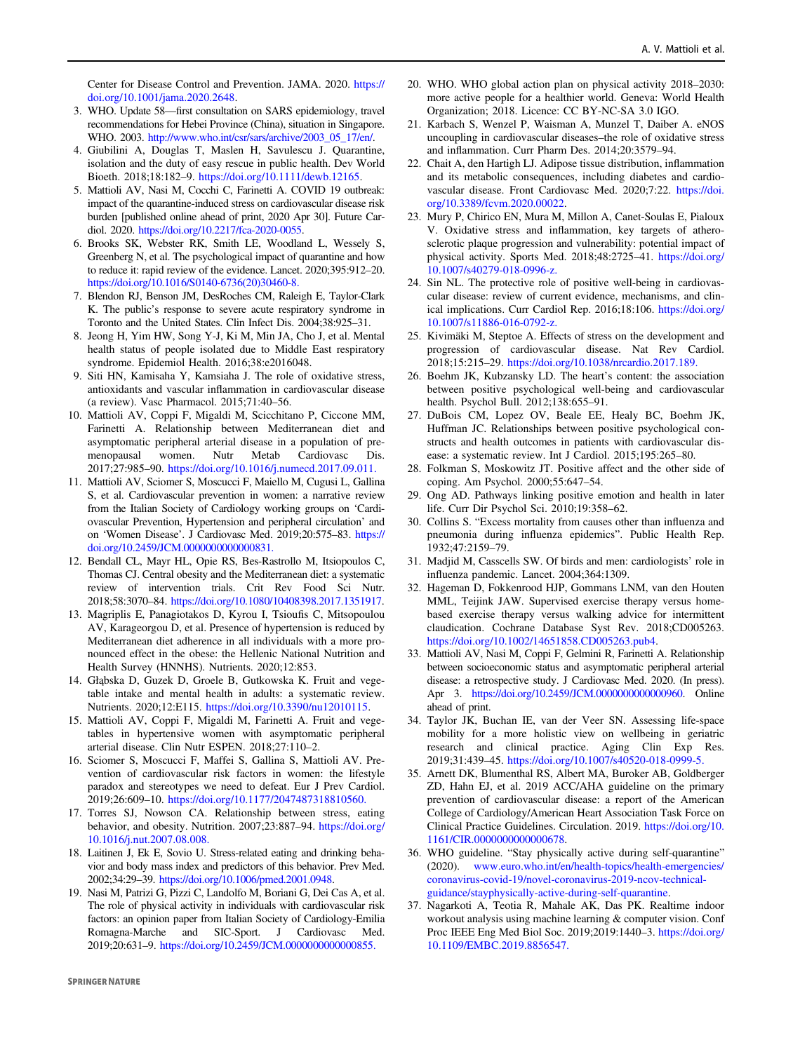Center for Disease Control and Prevention. JAMA. 2020. https://doi.org/10.1001/jama.2020.2648.

3. WHO. Update 58—first consultation on SARS epidemiology, travel recommendations for Hebei Province (China), situation in Singapore. WHO. 2003. http://www.who.int/csr/sars/archive/2003_05_17/en/.
4. Giubilini A, Douglas T, Maslen H, Savulescu J. Quarantine, isolation and the duty of easy rescue in public health. Dev World Bioeth. 2018;18:182–9. https://doi.org/10.1111/dewb.12165.
5. Mattioli AV, Nasi M, Cocchi C, Farinetti A. COVID 19 outbreak: impact of the quarantine-induced stress on cardiovascular disease risk burden [published online ahead of print, 2020 Apr 30]. Future Cardiol. 2020. https://doi.org/10.2217/fca-2020-0055.
6. Brooks SK, Webster RK, Smith LE, Woodland L, Wessely S, Greenberg N, et al. The psychological impact of quarantine and how to reduce it: rapid review of the evidence. Lancet. 2020;395:912–20. https://doi.org/10.1016/S0140-6736(20)30460-8.
7. Blendon RJ, Benson JM, DesRoches CM, Raleigh E, Taylor-Clark K. The public's response to severe acute respiratory syndrome in Toronto and the United States. Clin Infect Dis. 2004;38:925–31.
8. Jeong H, Yim HW, Song Y-J, Ki M, Min JA, Cho J, et al. Mental health status of people isolated due to Middle East respiratory syndrome. Epidemiol Health. 2016;38:e2016048.
9. Siti HN, Kamisaha Y, Kamsiaha J. The role of oxidative stress, antioxidants and vascular inflammation in cardiovascular disease (a review). Vasc Pharmacol. 2015;71:40–56.
10. Mattioli AV, Coppi F, Migaldi M, Scicchitano P, Ciccone MM, Farinetti A. Relationship between Mediterranean diet and asymptomatic peripheral arterial disease in a population of pre-menopausal women. Nutr Metab Cardiovasc Dis. 2017;27:985–90. https://doi.org/10.1016/j.numecd.2017.09.011.
11. Mattioli AV, Sciomer S, Moscucci F, Maiello M, Cugusi L, Gallina S, et al. Cardiovascular prevention in women: a narrative review from the Italian Society of Cardiology working groups on 'Cardiovascular Prevention, Hypertension and peripheral circulation' and on 'Women Disease'. J Cardiovasc Med. 2019;20:575–83. https://doi.org/10.2459/JCM.0000000000000831.
12. Bendall CL, Mayr HL, Opie RS, Bes-Rastrollo M, Itsiopoulos C, Thomas CJ. Central obesity and the Mediterranean diet: a systematic review of intervention trials. Crit Rev Food Sci Nutr. 2018;58:3070–84. https://doi.org/10.1080/10408398.2017.1351917.
13. Magriplis E, Panagiotakos D, Kyrou I, Tsioufis C, Mitsopoulou AV, Karageorgou D, et al. Presence of hypertension is reduced by Mediterranean diet adherence in all individuals with a more pronounced effect in the obese: the Hellenic National Nutrition and Health Survey (HNNHS). Nutrients. 2020;12:853.
14. Głąbska D, Guzek D, Groele B, Gutkowska K. Fruit and vegetable intake and mental health in adults: a systematic review. Nutrients. 2020;12:E115. https://doi.org/10.3390/nu12010115.
15. Mattioli AV, Coppi F, Migaldi M, Farinetti A. Fruit and vegetables in hypertensive women with asymptomatic peripheral arterial disease. Clin Nutr ESPEN. 2018;27:110–2.
16. Sciomer S, Moscucci F, Maffei S, Gallina S, Mattioli AV. Prevention of cardiovascular risk factors in women: the lifestyle paradox and stereotypes we need to defeat. Eur J Prev Cardiol. 2019;26:609–10. https://doi.org/10.1177/2047487318810560.
17. Torres SJ, Nowson CA. Relationship between stress, eating behavior, and obesity. Nutrition. 2007;23:887–94. https://doi.org/10.1016/j.nut.2007.08.008.
18. Laitinen J, Ek E, Sovio U. Stress-related eating and drinking behavior and body mass index and predictors of this behavior. Prev Med. 2002;34:29–39. https://doi.org/10.1006/pmed.2001.0948.
19. Nasi M, Patrizi G, Pizzi C, Landolfo M, Boriani G, Dei Cas A, et al. The role of physical activity in individuals with cardiovascular risk factors: an opinion paper from Italian Society of Cardiology-Emilia Romagna-Marche and SIC-Sport. J Cardiovasc Med. 2019;20:631–9. https://doi.org/10.2459/JCM.0000000000000855.
20. WHO. WHO global action plan on physical activity 2018–2030: more active people for a healthier world. Geneva: World Health Organization; 2018. Licence: CC BY-NC-SA 3.0 IGO.
21. Karbach S, Wenzel P, Waisman A, Munzel T, Daiber A. eNOS uncoupling in cardiovascular diseases–the role of oxidative stress and inflammation. Curr Pharm Des. 2014;20:3579–94.
22. Chait A, den Hartigh LJ. Adipose tissue distribution, inflammation and its metabolic consequences, including diabetes and cardiovascular disease. Front Cardiovasc Med. 2020;7:22. https://doi.org/10.3389/fcvm.2020.00022.
23. Mury P, Chirico EN, Mura M, Millon A, Canet-Soulas E, Pialoux V. Oxidative stress and inflammation, key targets of atherosclerotic plaque progression and vulnerability: potential impact of physical activity. Sports Med. 2018;48:2725–41. https://doi.org/10.1007/s40279-018-0996-z.
24. Sin NL. The protective role of positive well-being in cardiovascular disease: review of current evidence, mechanisms, and clinical implications. Curr Cardiol Rep. 2016;18:106. https://doi.org/10.1007/s11886-016-0792-z.
25. Kivimäki M, Steptoe A. Effects of stress on the development and progression of cardiovascular disease. Nat Rev Cardiol. 2018;15:215–29. https://doi.org/10.1038/nrcardio.2017.189.
26. Boehm JK, Kubzansky LD. The heart's content: the association between positive psychological well-being and cardiovascular health. Psychol Bull. 2012;138:655–91.
27. DuBois CM, Lopez OV, Beale EE, Healy BC, Boehm JK, Huffman JC. Relationships between positive psychological constructs and health outcomes in patients with cardiovascular disease: a systematic review. Int J Cardiol. 2015;195:265–80.
28. Folkman S, Moskowitz JT. Positive affect and the other side of coping. Am Psychol. 2000;55:647–54.
29. Ong AD. Pathways linking positive emotion and health in later life. Curr Dir Psychol Sci. 2010;19:358–62.
30. Collins S. "Excess mortality from causes other than influenza and pneumonia during influenza epidemics". Public Health Rep. 1932;47:2159–79.
31. Madjid M, Casscells SW. Of birds and men: cardiologists' role in influenza pandemic. Lancet. 2004;364:1309.
32. Hageman D, Fokkenrood HJP, Gommans LNM, van den Houten MML, Teijink JAW. Supervised exercise therapy versus home-based exercise therapy versus walking advice for intermittent claudication. Cochrane Database Syst Rev. 2018;CD005263. https://doi.org/10.1002/14651858.CD005263.pub4.
33. Mattioli AV, Nasi M, Coppi F, Gelmini R, Farinetti A. Relationship between socioeconomic status and asymptomatic peripheral arterial disease: a retrospective study. J Cardiovasc Med. 2020. (In press). Apr 3. https://doi.org/10.2459/JCM.0000000000000960. Online ahead of print.
34. Taylor JK, Buchan IE, van der Veer SN. Assessing life-space mobility for a more holistic view on wellbeing in geriatric research and clinical practice. Aging Clin Exp Res. 2019;31:439–45. https://doi.org/10.1007/s40520-018-0999-5.
35. Arnett DK, Blumenthal RS, Albert MA, Buroker AB, Goldberger ZD, Hahn EJ, et al. 2019 ACC/AHA guideline on the primary prevention of cardiovascular disease: a report of the American College of Cardiology/American Heart Association Task Force on Clinical Practice Guidelines. Circulation. 2019. https://doi.org/10.1161/CIR.0000000000000678.
36. WHO guideline. "Stay physically active during self-quarantine" (2020). www.euro.who.int/en/health-topics/health-emergencies/coronavirus-covid-19/novel-coronavirus-2019-ncov-technical-guidance/stayphysically-active-during-self-quarantine.
37. Nagarkoti A, Teotia R, Mahale AK, Das PK. Realtime indoor workout analysis using machine learning & computer vision. Conf Proc IEEE Eng Med Biol Soc. 2019;2019:1440–3. https://doi.org/10.1109/EMBC.2019.8856547.